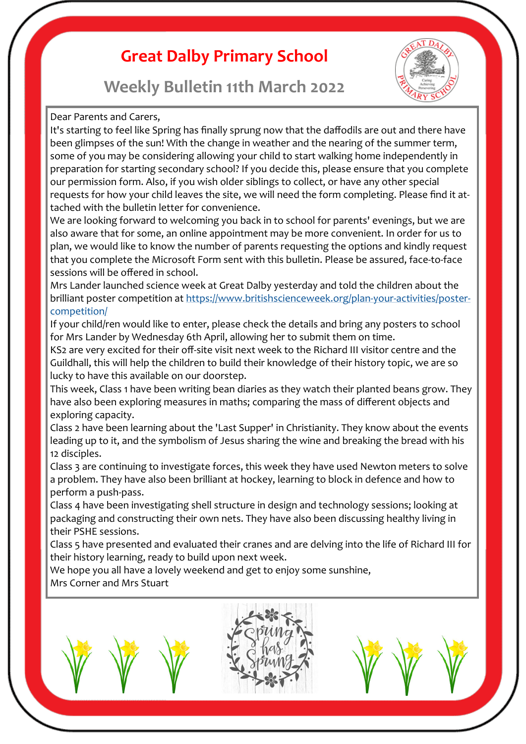# Great Dalby Primary School

## Weekly Bulletin 11th March 2022

Dear Parents and Carers,

It's starting to feel like Spring has finally sprung now that the daffodils are out and there have been glimpses of the sun! With the change in weather and the nearing of the summer term, some of you may be considering allowing your child to start walking home independently in preparation for starting secondary school? If you decide this, please ensure that you complete our permission form. Also, if you wish older siblings to collect, or have any other special requests for how your child leaves the site, we will need the form completing. Please find it attached with the bulletin letter for convenience.

We are looking forward to welcoming you back in to school for parents' evenings, but we are also aware that for some, an online appointment may be more convenient. In order for us to plan, we would like to know the number of parents requesting the options and kindly request that you complete the Microsoft Form sent with this bulletin. Please be assured, face-to-face sessions will be offered in school.

Mrs Lander launched science week at Great Dalby yesterday and told the children about the brilliant poster competition at https://www.britishscienceweek.org/plan-your-activities/poster-competition/

If your child/ren would like to enter, please check the details and bring any posters to school for Mrs Lander by Wednesday 6th April, allowing her to submit them on time.

KS2 are very excited for their off-site visit next week to the Richard III visitor centre and the Guildhall, this will help the children to build their knowledge of their history topic, we are so lucky to have this available on our doorstep.

This week, Class 1 have been writing bean diaries as they watch their planted beans grow. They have also been exploring measures in maths; comparing the mass of different objects and exploring capacity.

Class 2 have been learning about the 'Last Supper' in Christianity. They know about the events leading up to it, and the symbolism of Jesus sharing the wine and breaking the bread with his 12 disciples.

Class 3 are continuing to investigate forces, this week they have used Newton meters to solve a problem. They have also been brilliant at hockey, learning to block in defence and how to perform a push-pass.

Class 4 have been investigating shell structure in design and technology sessions; looking at packaging and constructing their own nets. They have also been discussing healthy living in their PSHE sessions.

Class 5 have presented and evaluated their cranes and are delving into the life of Richard III for their history learning, ready to build upon next week.

We hope you all have a lovely weekend and get to enjoy some sunshine,

Mrs Corner and Mrs Stuart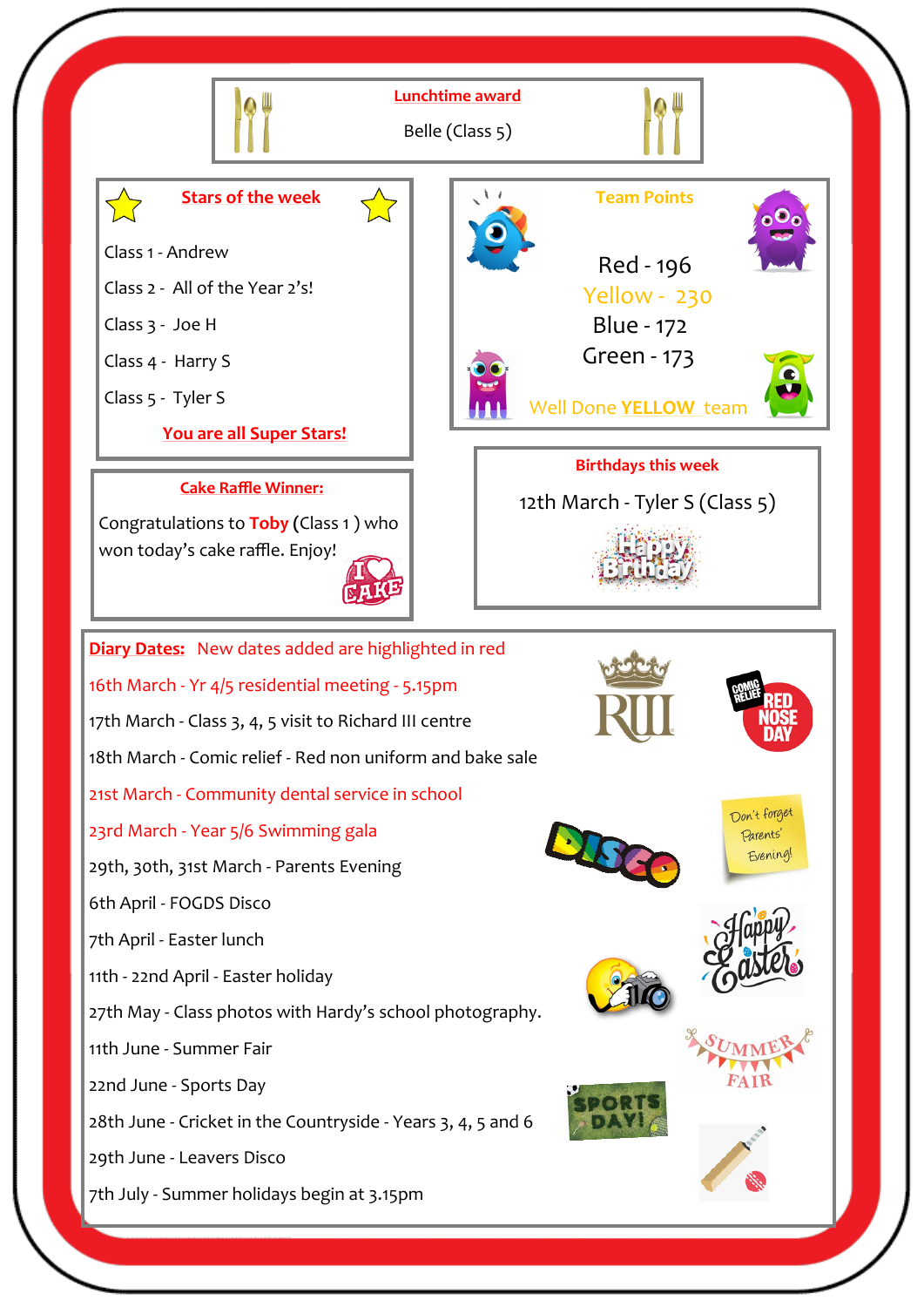## Lunchtime award

Belle (Class 5)

## Stars of the week

Class 1 - Andrew

Class 2 - All of the Year 2's!

Class 3 - Joe H

Class 4 - Harry S

Class 5 - Tyler S

**You are all Super Stars!**

## Team Points

Red - 196

Yellow - 230

Blue - 172

Green - 173

Well Done **YELLOW** team

## Cake Raffle Winner:

Congratulations to **Toby** (Class 1 ) who won today's cake raffle. Enjoy!

## Birthdays this week

12th March - Tyler S (Class 5)

## Diary Dates:

New dates added are highlighted in red

16th March - Yr 4/5 residential meeting - 5.15pm

17th March - Class 3, 4, 5 visit to Richard III centre

18th March - Comic relief - Red non uniform and bake sale

21st March - Community dental service in school

23rd March - Year 5/6 Swimming gala

29th, 30th, 31st March - Parents Evening

6th April - FOGDS Disco

7th April - Easter lunch

11th - 22nd April - Easter holiday

27th May - Class photos with Hardy's school photography.

11th June - Summer Fair

22nd June - Sports Day

28th June - Cricket in the Countryside - Years 3, 4, 5 and 6

29th June - Leavers Disco

7th July - Summer holidays begin at 3.15pm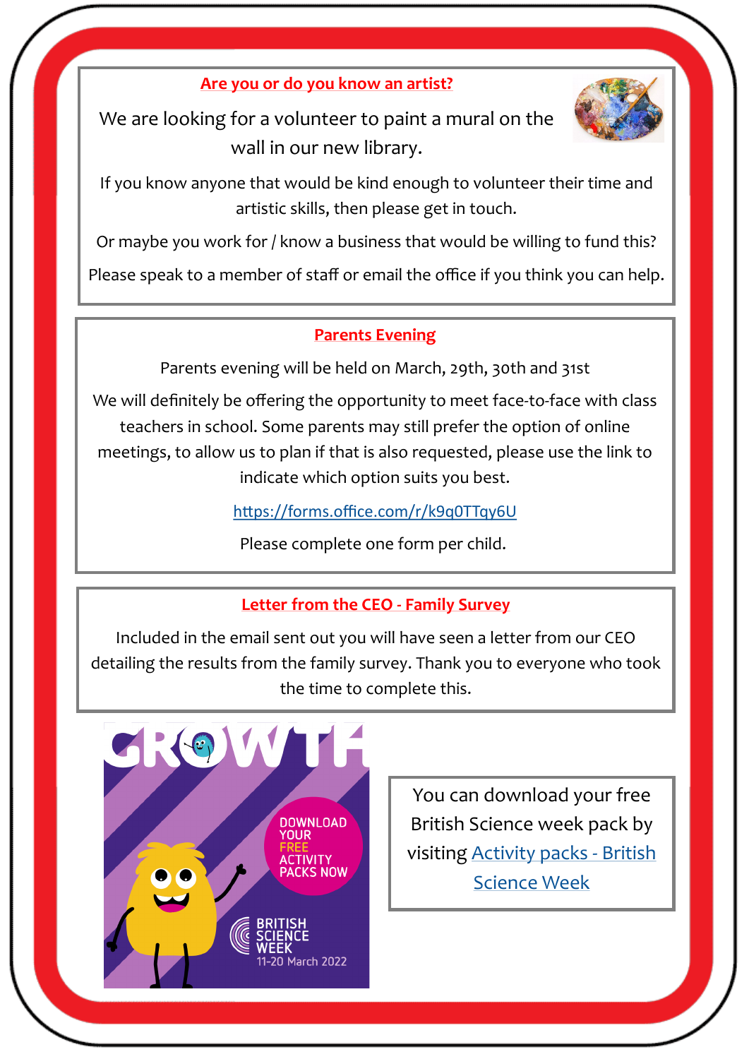## Are you or do you know an artist?

We are looking for a volunteer to paint a mural on the wall in our new library.

If you know anyone that would be kind enough to volunteer their time and artistic skills, then please get in touch.

Or maybe you work for / know a business that would be willing to fund this?

Please speak to a member of staff or email the office if you think you can help.

## Parents Evening

Parents evening will be held on March, 29th, 30th and 31st

We will definitely be offering the opportunity to meet face-to-face with class teachers in school. Some parents may still prefer the option of online meetings, to allow us to plan if that is also requested, please use the link to indicate which option suits you best.

https://forms.office.com/r/k9q0TTqy6U

Please complete one form per child.

## Letter from the CEO - Family Survey

Included in the email sent out you will have seen a letter from our CEO detailing the results from the family survey. Thank you to everyone who took the time to complete this.

GROWTH

DOWNLOAD YOUR FREE ACTIVITY PACKS NOW

BRITISH SCIENCE WEEK
11-20 March 2022

You can download your free British Science week pack by visiting Activity packs - British Science Week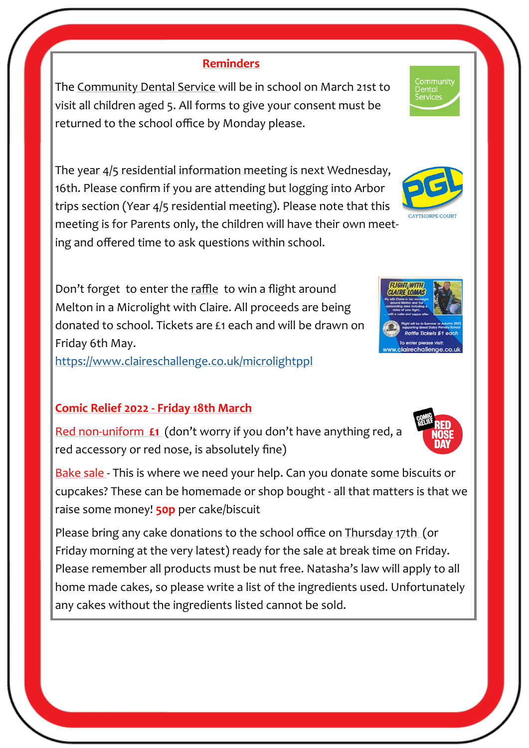## Reminders

The Community Dental Service will be in school on March 21st to visit all children aged 5. All forms to give your consent must be returned to the school office by Monday please.

The year 4/5 residential information meeting is next Wednesday, 16th. Please confirm if you are attending but logging into Arbor trips section (Year 4/5 residential meeting). Please note that this meeting is for Parents only, the children will have their own meeting and offered time to ask questions within school.

Don't forget to enter the raffle to win a flight around Melton in a Microlight with Claire. All proceeds are being donated to school. Tickets are £1 each and will be drawn on Friday 6th May.

https://www.claireschallenge.co.uk/microlightppl

## Comic Relief 2022 - Friday 18th March

Red non-uniform **£1** (don't worry if you don't have anything red, a red accessory or red nose, is absolutely fine)

Bake sale - This is where we need your help. Can you donate some biscuits or cupcakes? These can be homemade or shop bought - all that matters is that we raise some money! **50p** per cake/biscuit

Please bring any cake donations to the school office on Thursday 17th (or Friday morning at the very latest) ready for the sale at break time on Friday. Please remember all products must be nut free. Natasha's law will apply to all home made cakes, so please write a list of the ingredients used. Unfortunately any cakes without the ingredients listed cannot be sold.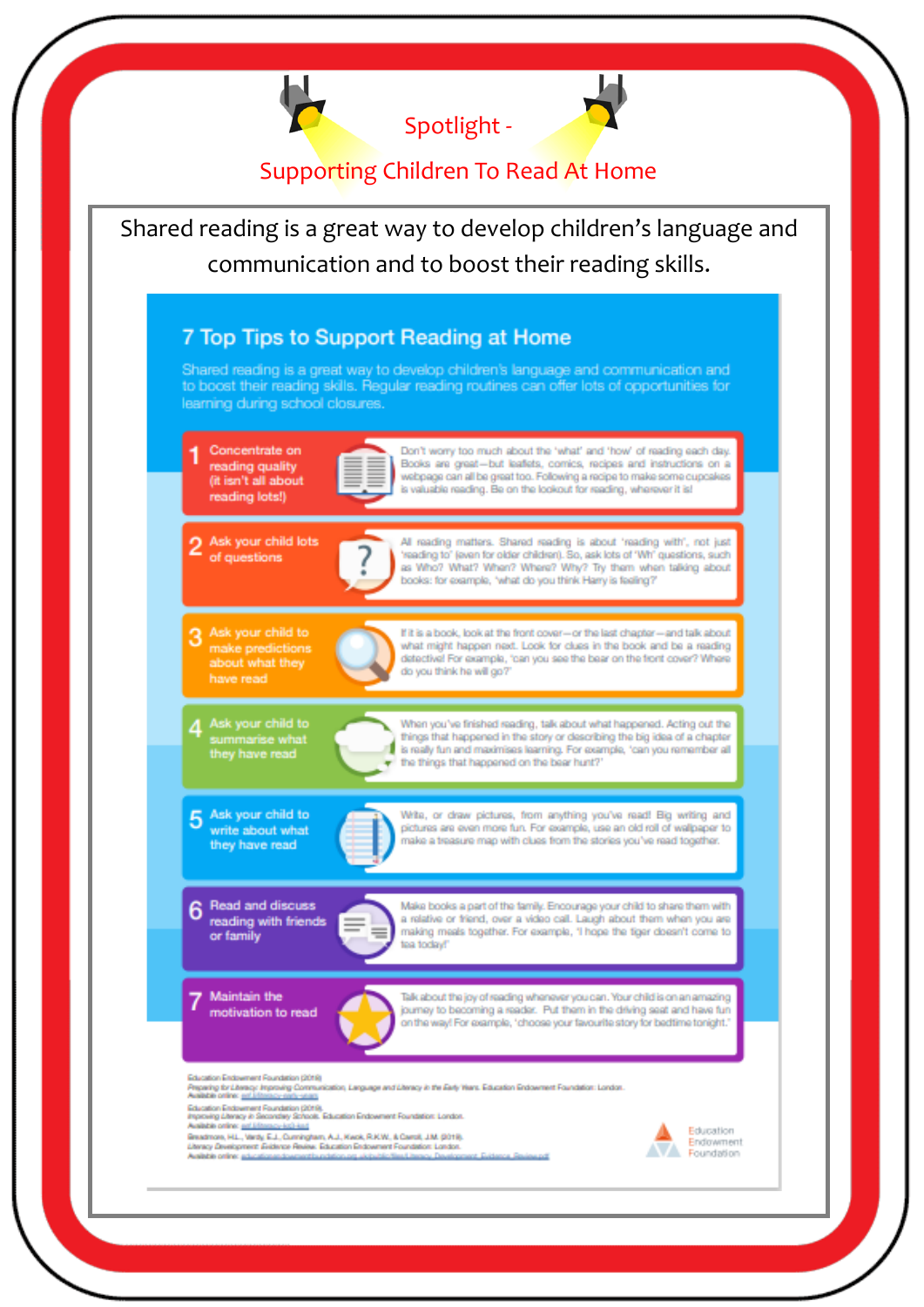# Spotlight - Supporting Children To Read At Home

Shared reading is a great way to develop children's language and communication and to boost their reading skills.

## 7 Top Tips to Support Reading at Home

Shared reading is a great way to develop children's language and communication and to boost their reading skills. Regular reading routines can offer lots of opportunities for learning during school closures.

**1 Concentrate on reading quality (it isn't all about reading lots!)**

Don't worry too much about the 'what' and 'how' of reading each day. Books are great—but leaflets, comics, recipes and instructions on a webpage can all be great too. Following a recipe to make some cupcakes is valuable reading. Be on the lookout for reading, wherever it is!

**2 Ask your child lots of questions**

All reading matters. Shared reading is about 'reading with', not just 'reading to' (even for older children). So, ask lots of 'Wh' questions, such as Who? What? When? Where? Why? Try them when talking about books: for example, 'what do you think Harry is feeling?'

**3 Ask your child to make predictions about what they have read**

If it is a book, look at the front cover—or the last chapter—and talk about what might happen next. Look for clues in the book and be a reading detective! For example, 'can you see the bear on the front cover? Where do you think he will go?'

**4 Ask your child to summarise what they have read**

When you've finished reading, talk about what happened. Acting out the things that happened in the story or describing the big idea of a chapter is really fun and maximises learning. For example, 'can you remember all the things that happened on the bear hunt?'

**5 Ask your child to write about what they have read**

Write, or draw pictures, from anything you've read! Big writing and pictures are even more fun. For example, use an old roll of wallpaper to make a treasure map with clues from the stories you've read together.

**6 Read and discuss reading with friends or family**

Make books a part of the family. Encourage your child to share them with a relative or friend, over a video call. Laugh about them when you are making meals together. For example, 'I hope the tiger doesn't come to tea today!'

**7 Maintain the motivation to read**

Talk about the joy of reading whenever you can. Your child is on an amazing journey to becoming a reader. Put them in the driving seat and have fun on the way! For example, 'choose your favourite story for bedtime tonight.'

Education Endowment Foundation (2018) *Preparing for Literacy: Improving Communication, Language and Literacy in the Early Years*. Education Endowment Foundation: London. Available online: eef.li/literacy-early-years

Education Endowment Foundation (2019) *Improving Literacy in Secondary Schools*. Education Endowment Foundation: London. Available online: eef.li/literacy-ks3-ks4

Breadmore, H.L., Vardy, E.J., Cunningham, A.J., Kwok, R.K.W., & Carroll, J.M. (2019). *Literacy Development: Evidence Review*. Education Endowment Foundation: London. Available online: educationendowmentfoundation.org.uk/public/files/Literacy_Development_Evidence_Review.pdf

Education Endowment Foundation